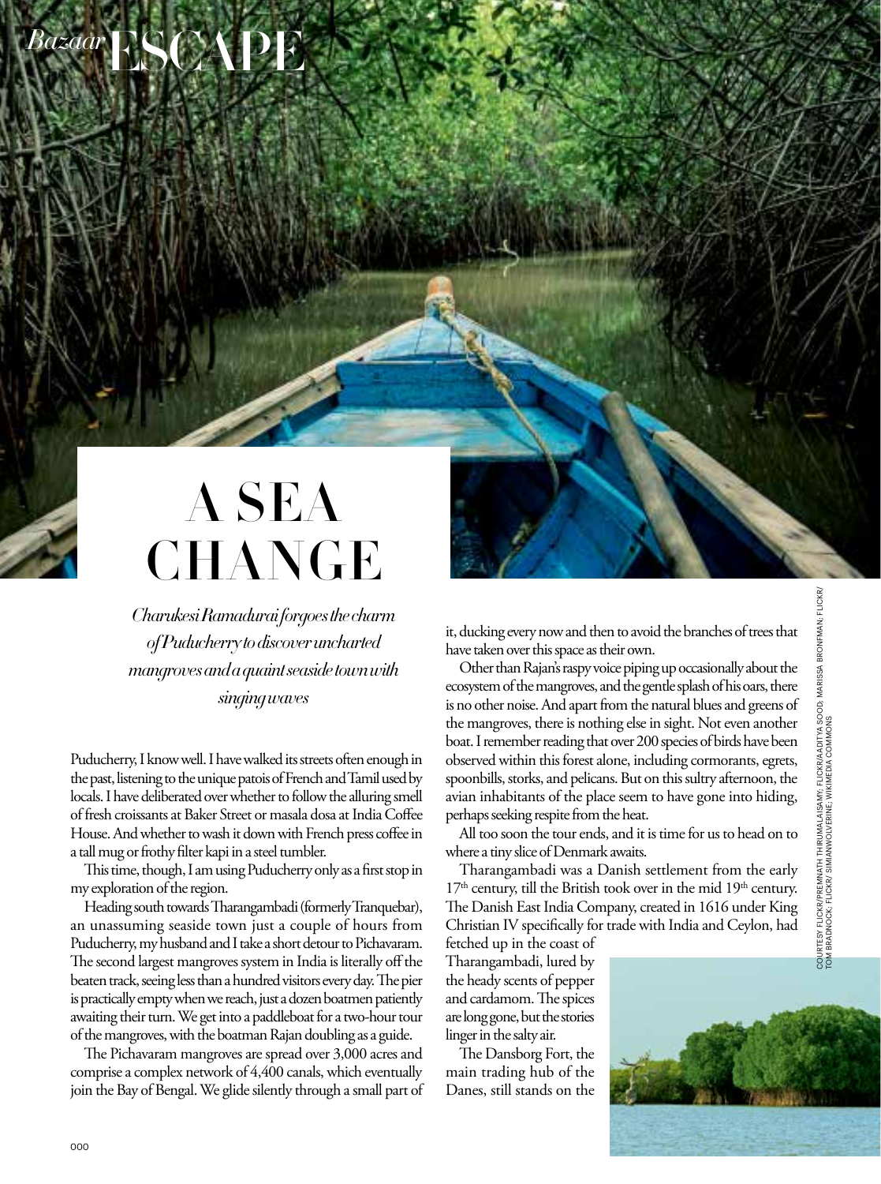# A SEA CHANGE

*Charukesi Ramadurai forgoes the charm of Puducherry to discover uncharted mangroves and a quaint seaside town with singing waves*

Puducherry, I know well. I have walked its streets often enough in the past, listening to the unique patois of French and Tamil used by locals. I have deliberated over whether to follow the alluring smell of fresh croissants at Baker Street or masala dosa at India Coffee House. And whether to wash it down with French press coffee in a tall mug or frothy filter kapi in a steel tumbler.

This time, though, I am using Puducherry only as a first stop in my exploration of the region.

Heading south towards Tharangambadi (formerly Tranquebar), an unassuming seaside town just a couple of hours from Puducherry, my husband and I take a short detour to Pichavaram. The second largest mangroves system in India is literally off the beaten track, seeing less than a hundred visitors every day. The pier is practically empty when we reach, just a dozen boatmen patiently awaiting their turn. We get into a paddleboat for a two-hour tour of the mangroves, with the boatman Rajan doubling as a guide.

The Pichavaram mangroves are spread over 3,000 acres and comprise a complex network of 4,400 canals, which eventually join the Bay of Bengal. We glide silently through a small part of it, ducking every now and then to avoid the branches of trees that have taken over this space as their own.

Other than Rajan's raspy voice piping up occasionally about the ecosystem of the mangroves, and the gentle splash of his oars, there is no other noise. And apart from the natural blues and greens of the mangroves, there is nothing else in sight. Not even another boat. I remember reading that over 200 species of birds have been observed within this forest alone, including cormorants, egrets, spoonbills, storks, and pelicans. But on this sultry afternoon, the avian inhabitants of the place seem to have gone into hiding, perhaps seeking respite from the heat.

All too soon the tour ends, and it is time for us to head on to where a tiny slice of Denmark awaits.

Tharangambadi was a Danish settlement from the early 17th century, till the British took over in the mid 19th century. The Danish East India Company, created in 1616 under King Christian IV specifically for trade with India and Ceylon, had fetched up in the coast of Tharangambadi, lured by the heady scents of pepper and cardamom. The spices are long gone, but the stories linger in the salty air.

The Dansborg Fort, the main trading hub of the Danes, still stands on the

COURTESY FLICKR/PREMNATH THIRUMALAISAMY; FLICKR/AADITYA SOOD; MARISSA BRONFMAN; FLICKR/TOM BRADNOCK; FLICKR/ SIMIANWOLVERINE; WIKIMEDIA COMMONS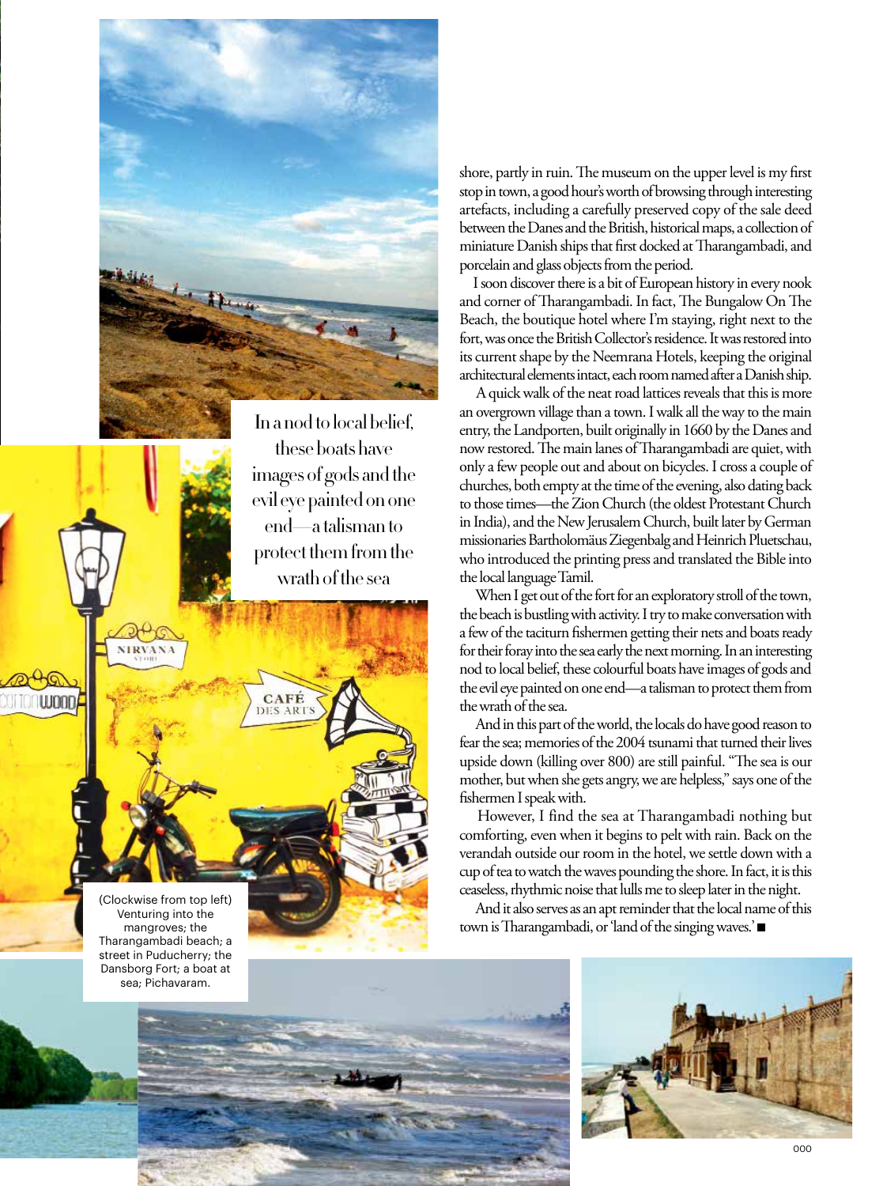shore, partly in ruin. The museum on the upper level is my first stop in town, a good hour's worth of browsing through interesting artefacts, including a carefully preserved copy of the sale deed between the Danes and the British, historical maps, a collection of miniature Danish ships that first docked at Tharangambadi, and porcelain and glass objects from the period.

I soon discover there is a bit of European history in every nook and corner of Tharangambadi. In fact, The Bungalow On The Beach, the boutique hotel where I'm staying, right next to the fort, was once the British Collector's residence. It was restored into its current shape by the Neemrana Hotels, keeping the original architectural elements intact, each room named after a Danish ship.

A quick walk of the neat road lattices reveals that this is more an overgrown village than a town. I walk all the way to the main entry, the Landporten, built originally in 1660 by the Danes and now restored. The main lanes of Tharangambadi are quiet, with only a few people out and about on bicycles. I cross a couple of churches, both empty at the time of the evening, also dating back to those times—the Zion Church (the oldest Protestant Church in India), and the New Jerusalem Church, built later by German missionaries Bartholomäus Ziegenbalg and Heinrich Pluetschau, who introduced the printing press and translated the Bible into the local language Tamil.

When I get out of the fort for an exploratory stroll of the town, the beach is bustling with activity. I try to make conversation with a few of the taciturn fishermen getting their nets and boats ready for their foray into the sea early the next morning. In an interesting nod to local belief, these colourful boats have images of gods and the evil eye painted on one end—a talisman to protect them from the wrath of the sea.

> In a nod to local belief, these boats have images of gods and the evil eye painted on one end—a talisman to protect them from the wrath of the sea

And in this part of the world, the locals do have good reason to fear the sea; memories of the 2004 tsunami that turned their lives upside down (killing over 800) are still painful. "The sea is our mother, but when she gets angry, we are helpless," says one of the fishermen I speak with.

However, I find the sea at Tharangambadi nothing but comforting, even when it begins to pelt with rain. Back on the verandah outside our room in the hotel, we settle down with a cup of tea to watch the waves pounding the shore. In fact, it is this ceaseless, rhythmic noise that lulls me to sleep later in the night.

And it also serves as an apt reminder that the local name of this town is Tharangambadi, or 'land of the singing waves.' ■

(Clockwise from top left) Venturing into the mangroves; the Tharangambadi beach; a street in Puducherry; the Dansborg Fort; a boat at sea; Pichavaram.